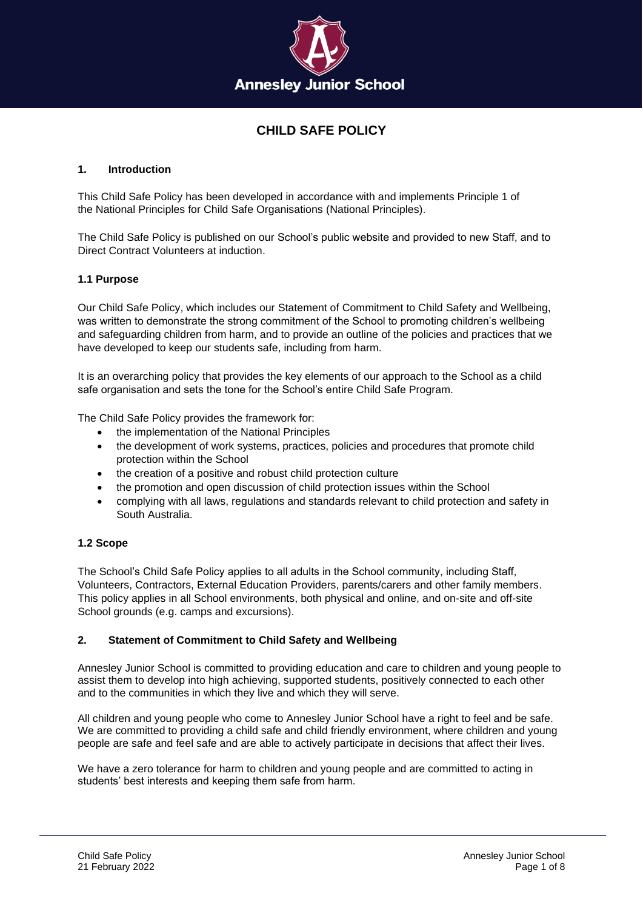Annesley Junior School

# CHILD SAFE POLICY

## 1. Introduction

This Child Safe Policy has been developed in accordance with and implements Principle 1 of the National Principles for Child Safe Organisations (National Principles).

The Child Safe Policy is published on our School's public website and provided to new Staff, and to Direct Contract Volunteers at induction.

### 1.1 Purpose

Our Child Safe Policy, which includes our Statement of Commitment to Child Safety and Wellbeing, was written to demonstrate the strong commitment of the School to promoting children's wellbeing and safeguarding children from harm, and to provide an outline of the policies and practices that we have developed to keep our students safe, including from harm.

It is an overarching policy that provides the key elements of our approach to the School as a child safe organisation and sets the tone for the School's entire Child Safe Program.

The Child Safe Policy provides the framework for:

- the implementation of the National Principles
- the development of work systems, practices, policies and procedures that promote child protection within the School
- the creation of a positive and robust child protection culture
- the promotion and open discussion of child protection issues within the School
- complying with all laws, regulations and standards relevant to child protection and safety in South Australia.

### 1.2 Scope

The School's Child Safe Policy applies to all adults in the School community, including Staff, Volunteers, Contractors, External Education Providers, parents/carers and other family members. This policy applies in all School environments, both physical and online, and on-site and off-site School grounds (e.g. camps and excursions).

## 2. Statement of Commitment to Child Safety and Wellbeing

Annesley Junior School is committed to providing education and care to children and young people to assist them to develop into high achieving, supported students, positively connected to each other and to the communities in which they live and which they will serve.

All children and young people who come to Annesley Junior School have a right to feel and be safe. We are committed to providing a child safe and child friendly environment, where children and young people are safe and feel safe and are able to actively participate in decisions that affect their lives.

We have a zero tolerance for harm to children and young people and are committed to acting in students' best interests and keeping them safe from harm.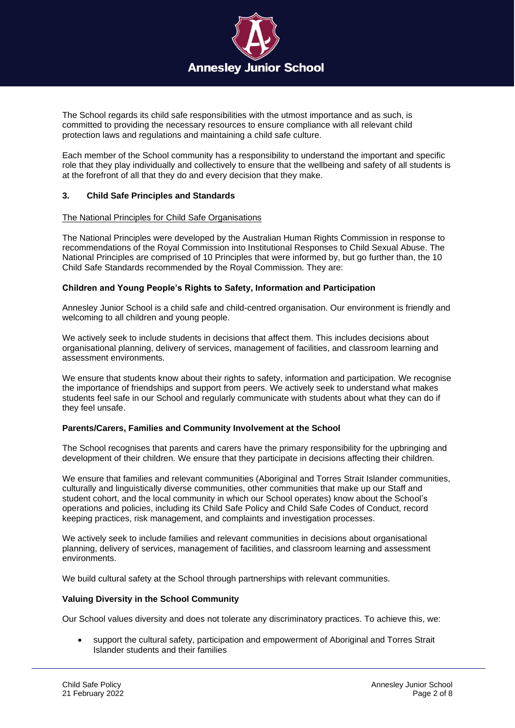The School regards its child safe responsibilities with the utmost importance and as such, is committed to providing the necessary resources to ensure compliance with all relevant child protection laws and regulations and maintaining a child safe culture.

Each member of the School community has a responsibility to understand the important and specific role that they play individually and collectively to ensure that the wellbeing and safety of all students is at the forefront of all that they do and every decision that they make.

## 3. Child Safe Principles and Standards

<u>The National Principles for Child Safe Organisations</u>

The National Principles were developed by the Australian Human Rights Commission in response to recommendations of the Royal Commission into Institutional Responses to Child Sexual Abuse. The National Principles are comprised of 10 Principles that were informed by, but go further than, the 10 Child Safe Standards recommended by the Royal Commission. They are:

### Children and Young People's Rights to Safety, Information and Participation

Annesley Junior School is a child safe and child-centred organisation. Our environment is friendly and welcoming to all children and young people.

We actively seek to include students in decisions that affect them. This includes decisions about organisational planning, delivery of services, management of facilities, and classroom learning and assessment environments.

We ensure that students know about their rights to safety, information and participation. We recognise the importance of friendships and support from peers. We actively seek to understand what makes students feel safe in our School and regularly communicate with students about what they can do if they feel unsafe.

### Parents/Carers, Families and Community Involvement at the School

The School recognises that parents and carers have the primary responsibility for the upbringing and development of their children. We ensure that they participate in decisions affecting their children.

We ensure that families and relevant communities (Aboriginal and Torres Strait Islander communities, culturally and linguistically diverse communities, other communities that make up our Staff and student cohort, and the local community in which our School operates) know about the School's operations and policies, including its Child Safe Policy and Child Safe Codes of Conduct, record keeping practices, risk management, and complaints and investigation processes.

We actively seek to include families and relevant communities in decisions about organisational planning, delivery of services, management of facilities, and classroom learning and assessment environments.

We build cultural safety at the School through partnerships with relevant communities.

### Valuing Diversity in the School Community

Our School values diversity and does not tolerate any discriminatory practices. To achieve this, we:

- support the cultural safety, participation and empowerment of Aboriginal and Torres Strait Islander students and their families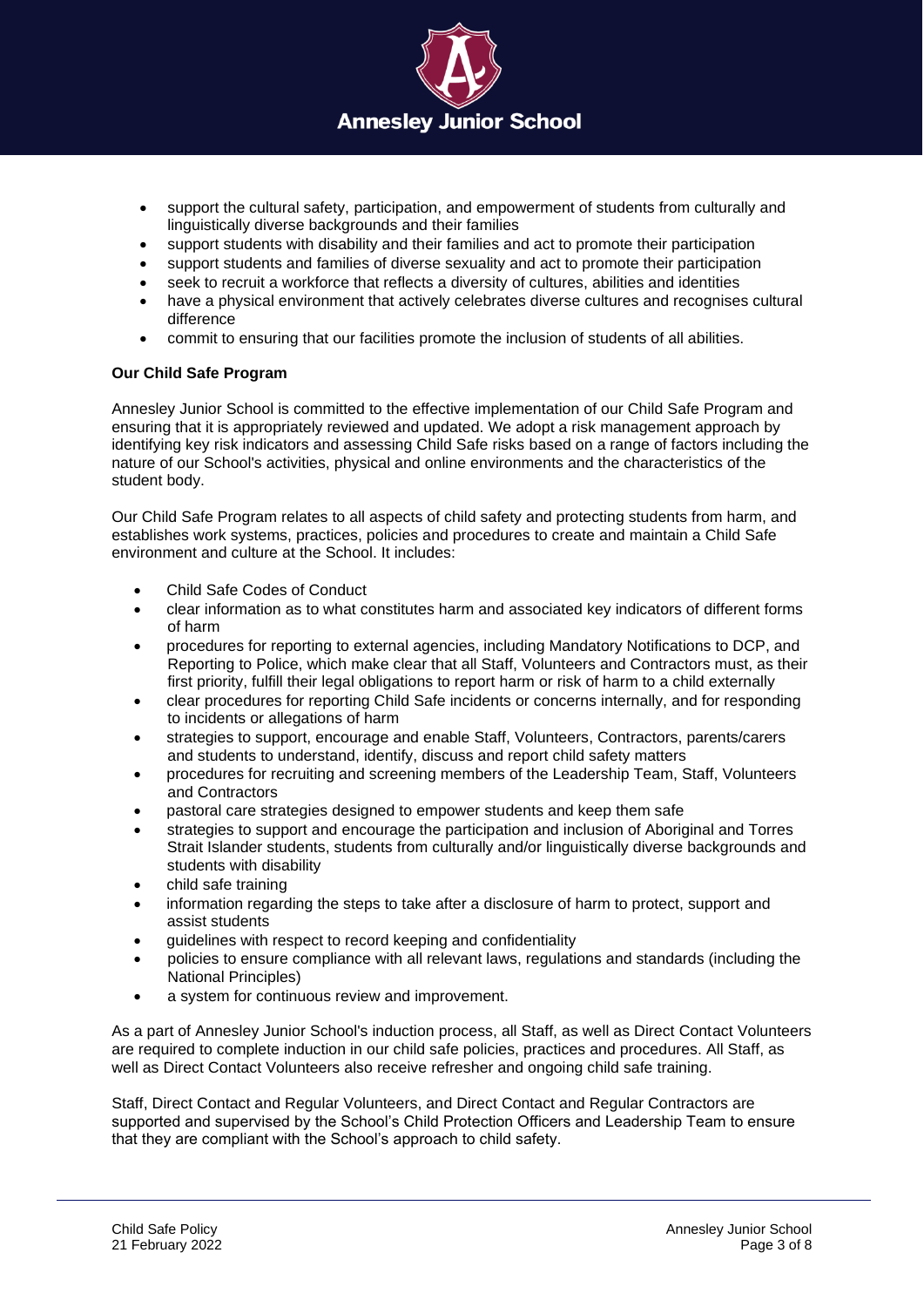- support the cultural safety, participation, and empowerment of students from culturally and linguistically diverse backgrounds and their families
- support students with disability and their families and act to promote their participation
- support students and families of diverse sexuality and act to promote their participation
- seek to recruit a workforce that reflects a diversity of cultures, abilities and identities
- have a physical environment that actively celebrates diverse cultures and recognises cultural difference
- commit to ensuring that our facilities promote the inclusion of students of all abilities.

**Our Child Safe Program**

Annesley Junior School is committed to the effective implementation of our Child Safe Program and ensuring that it is appropriately reviewed and updated. We adopt a risk management approach by identifying key risk indicators and assessing Child Safe risks based on a range of factors including the nature of our School's activities, physical and online environments and the characteristics of the student body.

Our Child Safe Program relates to all aspects of child safety and protecting students from harm, and establishes work systems, practices, policies and procedures to create and maintain a Child Safe environment and culture at the School. It includes:

- Child Safe Codes of Conduct
- clear information as to what constitutes harm and associated key indicators of different forms of harm
- procedures for reporting to external agencies, including Mandatory Notifications to DCP, and Reporting to Police, which make clear that all Staff, Volunteers and Contractors must, as their first priority, fulfill their legal obligations to report harm or risk of harm to a child externally
- clear procedures for reporting Child Safe incidents or concerns internally, and for responding to incidents or allegations of harm
- strategies to support, encourage and enable Staff, Volunteers, Contractors, parents/carers and students to understand, identify, discuss and report child safety matters
- procedures for recruiting and screening members of the Leadership Team, Staff, Volunteers and Contractors
- pastoral care strategies designed to empower students and keep them safe
- strategies to support and encourage the participation and inclusion of Aboriginal and Torres Strait Islander students, students from culturally and/or linguistically diverse backgrounds and students with disability
- child safe training
- information regarding the steps to take after a disclosure of harm to protect, support and assist students
- guidelines with respect to record keeping and confidentiality
- policies to ensure compliance with all relevant laws, regulations and standards (including the National Principles)
- a system for continuous review and improvement.

As a part of Annesley Junior School's induction process, all Staff, as well as Direct Contact Volunteers are required to complete induction in our child safe policies, practices and procedures. All Staff, as well as Direct Contact Volunteers also receive refresher and ongoing child safe training.

Staff, Direct Contact and Regular Volunteers, and Direct Contact and Regular Contractors are supported and supervised by the School's Child Protection Officers and Leadership Team to ensure that they are compliant with the School's approach to child safety.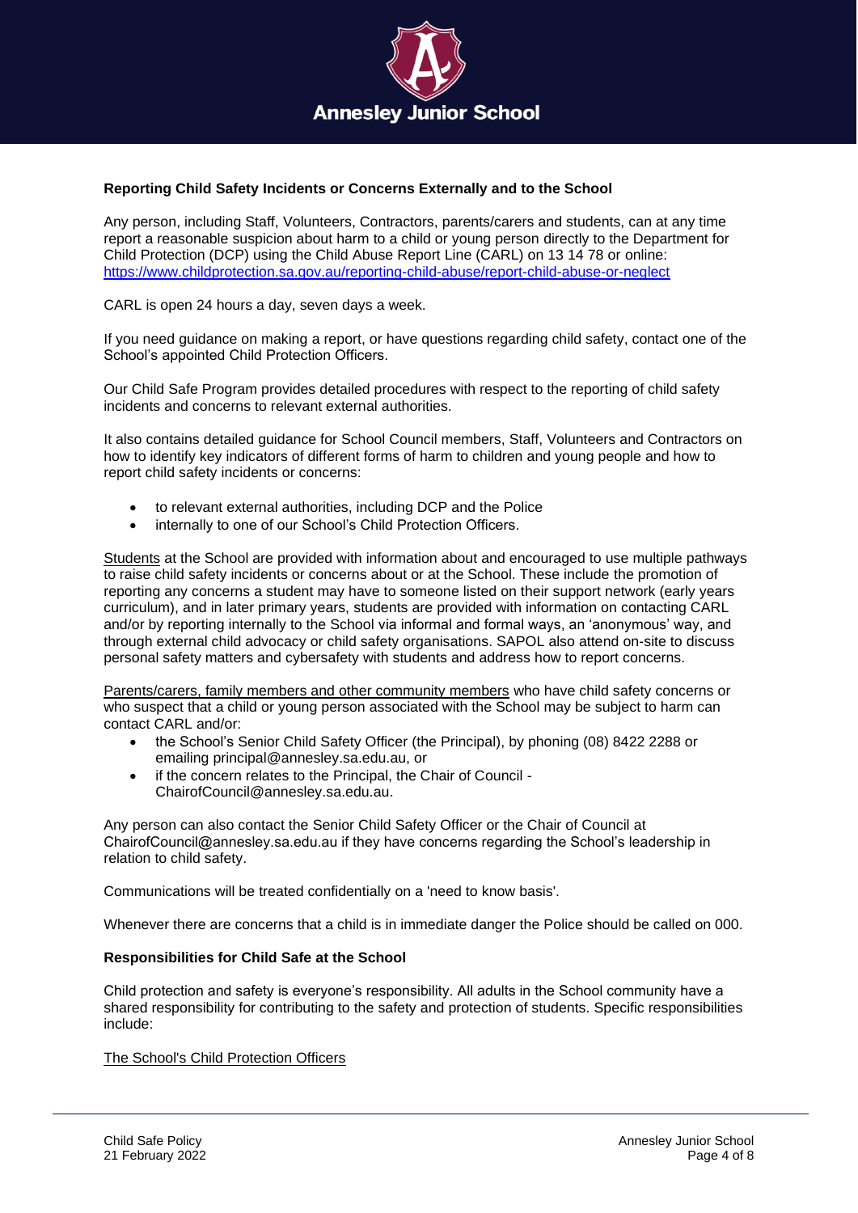**Reporting Child Safety Incidents or Concerns Externally and to the School**

Any person, including Staff, Volunteers, Contractors, parents/carers and students, can at any time report a reasonable suspicion about harm to a child or young person directly to the Department for Child Protection (DCP) using the Child Abuse Report Line (CARL) on 13 14 78 or online: [https://www.childprotection.sa.gov.au/reporting-child-abuse/report-child-abuse-or-neglect](https://www.childprotection.sa.gov.au/reporting-child-abuse/report-child-abuse-or-neglect)

CARL is open 24 hours a day, seven days a week.

If you need guidance on making a report, or have questions regarding child safety, contact one of the School's appointed Child Protection Officers.

Our Child Safe Program provides detailed procedures with respect to the reporting of child safety incidents and concerns to relevant external authorities.

It also contains detailed guidance for School Council members, Staff, Volunteers and Contractors on how to identify key indicators of different forms of harm to children and young people and how to report child safety incidents or concerns:

- to relevant external authorities, including DCP and the Police
- internally to one of our School's Child Protection Officers.

Students at the School are provided with information about and encouraged to use multiple pathways to raise child safety incidents or concerns about or at the School. These include the promotion of reporting any concerns a student may have to someone listed on their support network (early years curriculum), and in later primary years, students are provided with information on contacting CARL and/or by reporting internally to the School via informal and formal ways, an 'anonymous' way, and through external child advocacy or child safety organisations. SAPOL also attend on-site to discuss personal safety matters and cybersafety with students and address how to report concerns.

Parents/carers, family members and other community members who have child safety concerns or who suspect that a child or young person associated with the School may be subject to harm can contact CARL and/or:

- the School's Senior Child Safety Officer (the Principal), by phoning (08) 8422 2288 or emailing principal@annesley.sa.edu.au, or
- if the concern relates to the Principal, the Chair of Council - ChairofCouncil@annesley.sa.edu.au.

Any person can also contact the Senior Child Safety Officer or the Chair of Council at ChairofCouncil@annesley.sa.edu.au if they have concerns regarding the School's leadership in relation to child safety.

Communications will be treated confidentially on a 'need to know basis'.

Whenever there are concerns that a child is in immediate danger the Police should be called on 000.

**Responsibilities for Child Safe at the School**

Child protection and safety is everyone's responsibility. All adults in the School community have a shared responsibility for contributing to the safety and protection of students. Specific responsibilities include:

The School's Child Protection Officers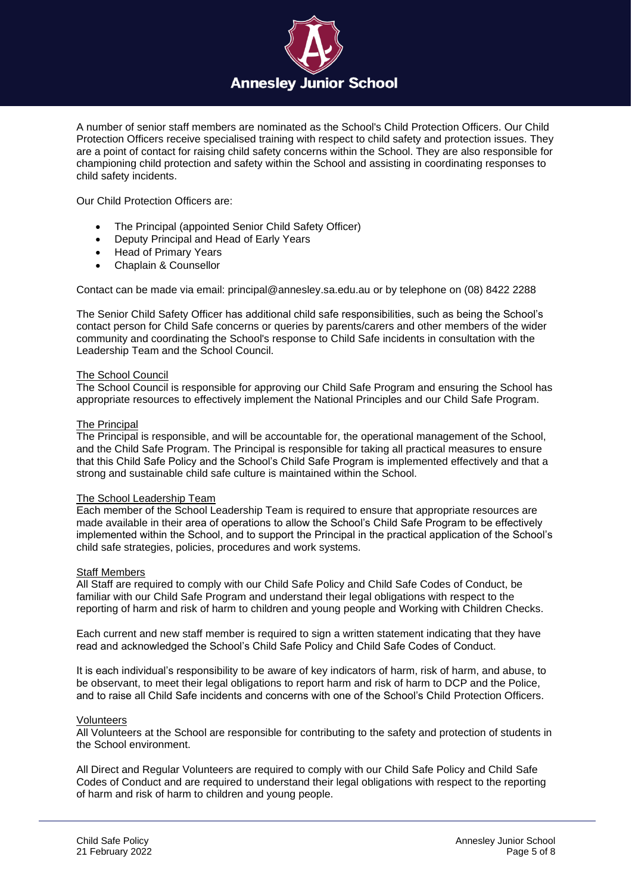A number of senior staff members are nominated as the School's Child Protection Officers. Our Child Protection Officers receive specialised training with respect to child safety and protection issues. They are a point of contact for raising child safety concerns within the School. They are also responsible for championing child protection and safety within the School and assisting in coordinating responses to child safety incidents.

Our Child Protection Officers are:

- The Principal (appointed Senior Child Safety Officer)
- Deputy Principal and Head of Early Years
- Head of Primary Years
- Chaplain & Counsellor

Contact can be made via email: principal@annesley.sa.edu.au or by telephone on (08) 8422 2288

The Senior Child Safety Officer has additional child safe responsibilities, such as being the School's contact person for Child Safe concerns or queries by parents/carers and other members of the wider community and coordinating the School's response to Child Safe incidents in consultation with the Leadership Team and the School Council.

<u>The School Council</u>
The School Council is responsible for approving our Child Safe Program and ensuring the School has appropriate resources to effectively implement the National Principles and our Child Safe Program.

<u>The Principal</u>
The Principal is responsible, and will be accountable for, the operational management of the School, and the Child Safe Program. The Principal is responsible for taking all practical measures to ensure that this Child Safe Policy and the School's Child Safe Program is implemented effectively and that a strong and sustainable child safe culture is maintained within the School.

<u>The School Leadership Team</u>
Each member of the School Leadership Team is required to ensure that appropriate resources are made available in their area of operations to allow the School's Child Safe Program to be effectively implemented within the School, and to support the Principal in the practical application of the School's child safe strategies, policies, procedures and work systems.

<u>Staff Members</u>
All Staff are required to comply with our Child Safe Policy and Child Safe Codes of Conduct, be familiar with our Child Safe Program and understand their legal obligations with respect to the reporting of harm and risk of harm to children and young people and Working with Children Checks.

Each current and new staff member is required to sign a written statement indicating that they have read and acknowledged the School's Child Safe Policy and Child Safe Codes of Conduct.

It is each individual's responsibility to be aware of key indicators of harm, risk of harm, and abuse, to be observant, to meet their legal obligations to report harm and risk of harm to DCP and the Police, and to raise all Child Safe incidents and concerns with one of the School's Child Protection Officers.

<u>Volunteers</u>
All Volunteers at the School are responsible for contributing to the safety and protection of students in the School environment.

All Direct and Regular Volunteers are required to comply with our Child Safe Policy and Child Safe Codes of Conduct and are required to understand their legal obligations with respect to the reporting of harm and risk of harm to children and young people.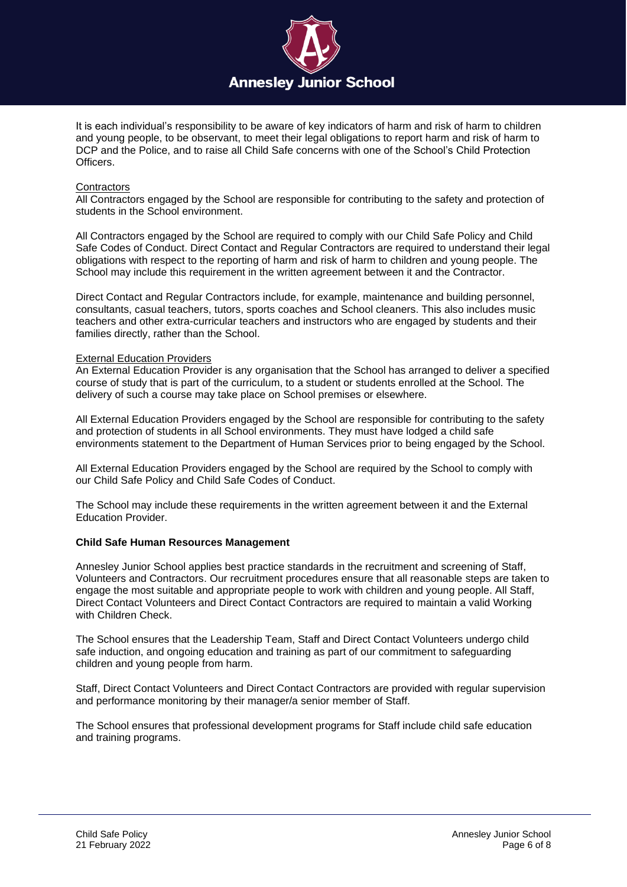It is each individual's responsibility to be aware of key indicators of harm and risk of harm to children and young people, to be observant, to meet their legal obligations to report harm and risk of harm to DCP and the Police, and to raise all Child Safe concerns with one of the School's Child Protection Officers.

Contractors

All Contractors engaged by the School are responsible for contributing to the safety and protection of students in the School environment.

All Contractors engaged by the School are required to comply with our Child Safe Policy and Child Safe Codes of Conduct. Direct Contact and Regular Contractors are required to understand their legal obligations with respect to the reporting of harm and risk of harm to children and young people. The School may include this requirement in the written agreement between it and the Contractor.

Direct Contact and Regular Contractors include, for example, maintenance and building personnel, consultants, casual teachers, tutors, sports coaches and School cleaners. This also includes music teachers and other extra-curricular teachers and instructors who are engaged by students and their families directly, rather than the School.

External Education Providers

An External Education Provider is any organisation that the School has arranged to deliver a specified course of study that is part of the curriculum, to a student or students enrolled at the School. The delivery of such a course may take place on School premises or elsewhere.

All External Education Providers engaged by the School are responsible for contributing to the safety and protection of students in all School environments. They must have lodged a child safe environments statement to the Department of Human Services prior to being engaged by the School.

All External Education Providers engaged by the School are required by the School to comply with our Child Safe Policy and Child Safe Codes of Conduct.

The School may include these requirements in the written agreement between it and the External Education Provider.

**Child Safe Human Resources Management**

Annesley Junior School applies best practice standards in the recruitment and screening of Staff, Volunteers and Contractors. Our recruitment procedures ensure that all reasonable steps are taken to engage the most suitable and appropriate people to work with children and young people. All Staff, Direct Contact Volunteers and Direct Contact Contractors are required to maintain a valid Working with Children Check.

The School ensures that the Leadership Team, Staff and Direct Contact Volunteers undergo child safe induction, and ongoing education and training as part of our commitment to safeguarding children and young people from harm.

Staff, Direct Contact Volunteers and Direct Contact Contractors are provided with regular supervision and performance monitoring by their manager/a senior member of Staff.

The School ensures that professional development programs for Staff include child safe education and training programs.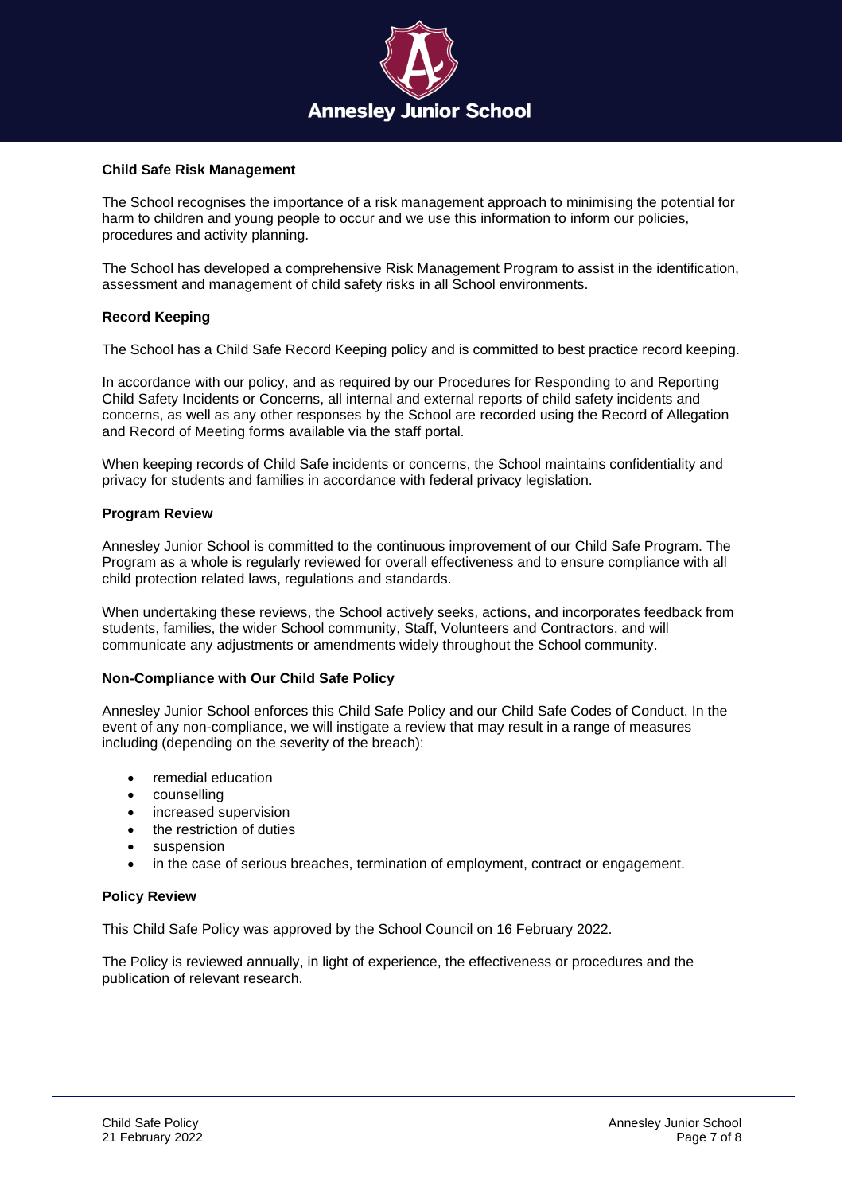**Child Safe Risk Management**

The School recognises the importance of a risk management approach to minimising the potential for harm to children and young people to occur and we use this information to inform our policies, procedures and activity planning.

The School has developed a comprehensive Risk Management Program to assist in the identification, assessment and management of child safety risks in all School environments.

**Record Keeping**

The School has a Child Safe Record Keeping policy and is committed to best practice record keeping.

In accordance with our policy, and as required by our Procedures for Responding to and Reporting Child Safety Incidents or Concerns, all internal and external reports of child safety incidents and concerns, as well as any other responses by the School are recorded using the Record of Allegation and Record of Meeting forms available via the staff portal.

When keeping records of Child Safe incidents or concerns, the School maintains confidentiality and privacy for students and families in accordance with federal privacy legislation.

**Program Review**

Annesley Junior School is committed to the continuous improvement of our Child Safe Program. The Program as a whole is regularly reviewed for overall effectiveness and to ensure compliance with all child protection related laws, regulations and standards.

When undertaking these reviews, the School actively seeks, actions, and incorporates feedback from students, families, the wider School community, Staff, Volunteers and Contractors, and will communicate any adjustments or amendments widely throughout the School community.

**Non-Compliance with Our Child Safe Policy**

Annesley Junior School enforces this Child Safe Policy and our Child Safe Codes of Conduct. In the event of any non-compliance, we will instigate a review that may result in a range of measures including (depending on the severity of the breach):

- remedial education
- counselling
- increased supervision
- the restriction of duties
- suspension
- in the case of serious breaches, termination of employment, contract or engagement.

**Policy Review**

This Child Safe Policy was approved by the School Council on 16 February 2022.

The Policy is reviewed annually, in light of experience, the effectiveness or procedures and the publication of relevant research.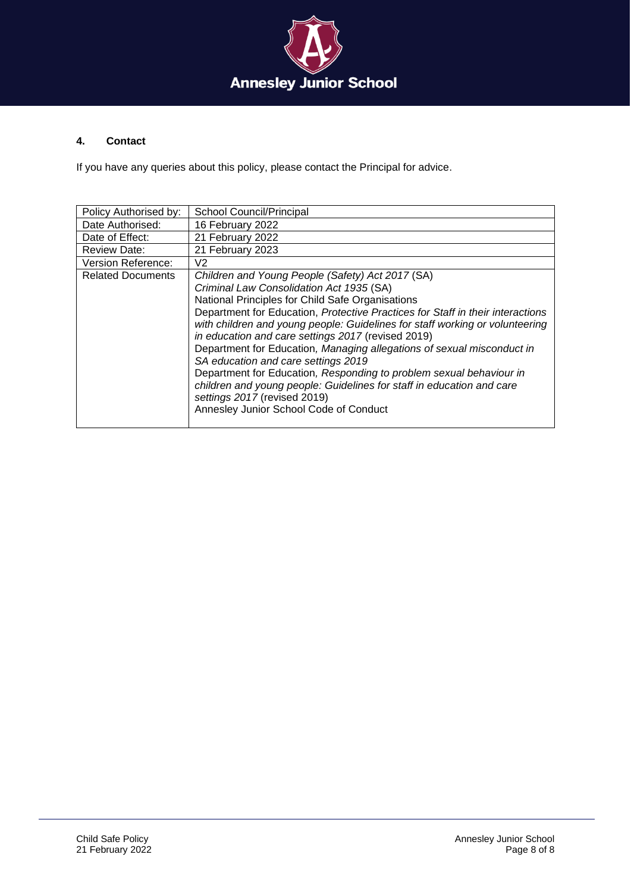## 4. Contact

If you have any queries about this policy, please contact the Principal for advice.

| | |
|---|---|
| Policy Authorised by: | School Council/Principal |
| Date Authorised: | 16 February 2022 |
| Date of Effect: | 21 February 2022 |
| Review Date: | 21 February 2023 |
| Version Reference: | V2 |
| Related Documents | *Children and Young People (Safety) Act 2017* (SA)<br>*Criminal Law Consolidation Act 1935* (SA)<br>National Principles for Child Safe Organisations<br>Department for Education, *Protective Practices for Staff in their interactions with children and young people: Guidelines for staff working or volunteering in education and care settings 2017* (revised 2019)<br>Department for Education, *Managing allegations of sexual misconduct in SA education and care settings 2019*<br>Department for Education, *Responding to problem sexual behaviour in children and young people: Guidelines for staff in education and care settings 2017* (revised 2019)<br>Annesley Junior School Code of Conduct |